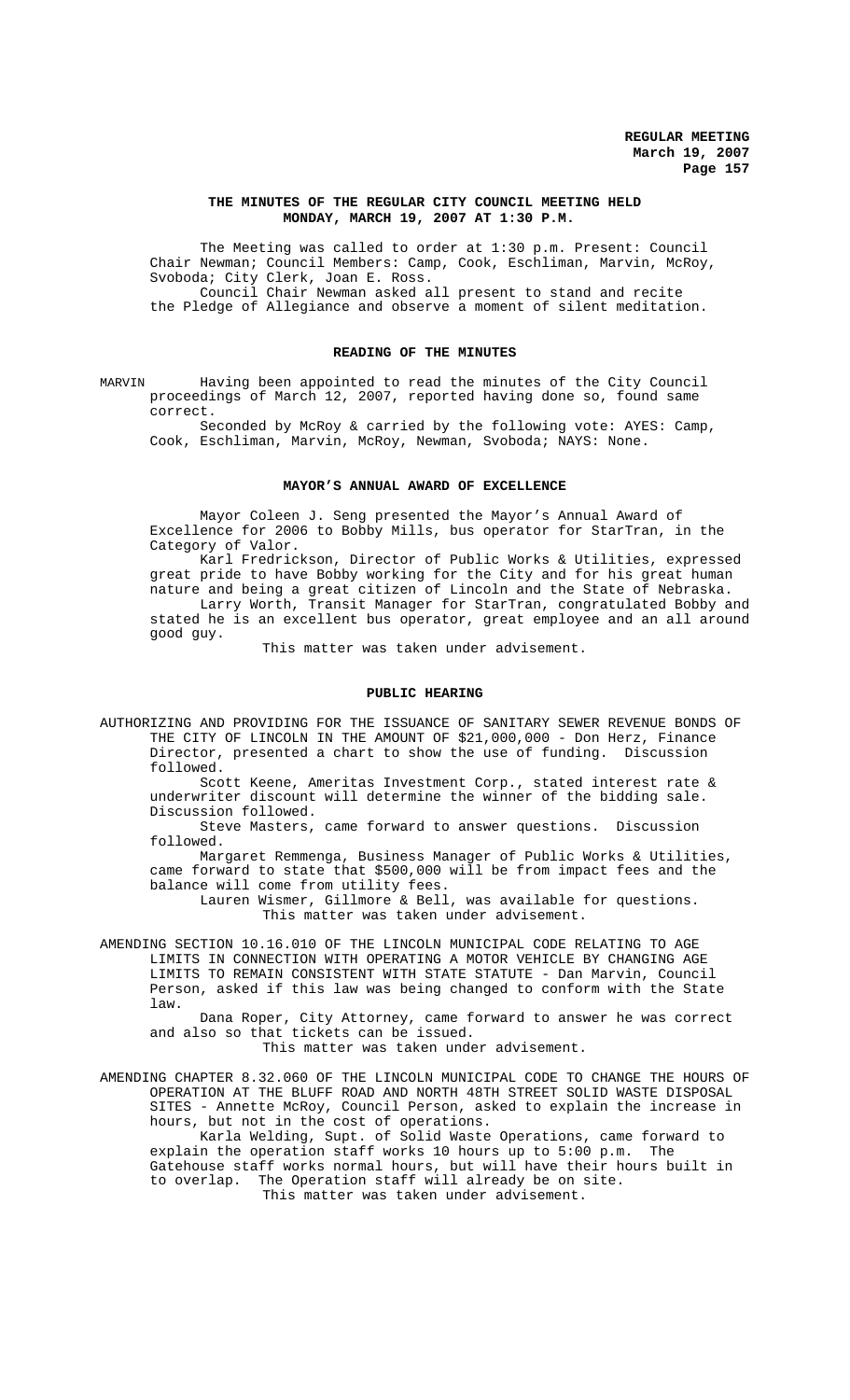**THE MINUTES OF THE REGULAR CITY COUNCIL MEETING HELD MONDAY, MARCH 19, 2007 AT 1:30 P.M.**

The Meeting was called to order at 1:30 p.m. Present: Council Chair Newman; Council Members: Camp, Cook, Eschliman, Marvin, McRoy, Svoboda; City Clerk, Joan E. Ross.

Council Chair Newman asked all present to stand and recite the Pledge of Allegiance and observe a moment of silent meditation.

**READING OF THE MINUTES**

MARVIN Having been appointed to read the minutes of the City Council proceedings of March 12, 2007, reported having done so, found same correct.

Seconded by McRoy & carried by the following vote: AYES: Camp, Cook, Eschliman, Marvin, McRoy, Newman, Svoboda; NAYS: None.

**MAYOR'S ANNUAL AWARD OF EXCELLENCE**

Mayor Coleen J. Seng presented the Mayor's Annual Award of Excellence for 2006 to Bobby Mills, bus operator for StarTran, in the Category of Valor.

Karl Fredrickson, Director of Public Works & Utilities, expressed great pride to have Bobby working for the City and for his great human nature and being a great citizen of Lincoln and the State of Nebraska.

Larry Worth, Transit Manager for StarTran, congratulated Bobby and stated he is an excellent bus operator, great employee and an all around good guy.

This matter was taken under advisement.

**PUBLIC HEARING**

AUTHORIZING AND PROVIDING FOR THE ISSUANCE OF SANITARY SEWER REVENUE BONDS OF THE CITY OF LINCOLN IN THE AMOUNT OF $21,000,000 - Don Herz, Finance Director, presented a chart to show the use of funding. Discussion followed.

Scott Keene, Ameritas Investment Corp., stated interest rate & underwriter discount will determine the winner of the bidding sale. Discussion followed.

Steve Masters, came forward to answer questions. Discussion followed.

Margaret Remmenga, Business Manager of Public Works & Utilities, came forward to state that $500,000 will be from impact fees and the balance will come from utility fees.

Lauren Wismer, Gillmore & Bell, was available for questions.

This matter was taken under advisement.

AMENDING SECTION 10.16.010 OF THE LINCOLN MUNICIPAL CODE RELATING TO AGE LIMITS IN CONNECTION WITH OPERATING A MOTOR VEHICLE BY CHANGING AGE LIMITS TO REMAIN CONSISTENT WITH STATE STATUTE - Dan Marvin, Council Person, asked if this law was being changed to conform with the State law.

Dana Roper, City Attorney, came forward to answer he was correct and also so that tickets can be issued.

This matter was taken under advisement.

AMENDING CHAPTER 8.32.060 OF THE LINCOLN MUNICIPAL CODE TO CHANGE THE HOURS OF OPERATION AT THE BLUFF ROAD AND NORTH 48TH STREET SOLID WASTE DISPOSAL SITES - Annette McRoy, Council Person, asked to explain the increase in hours, but not in the cost of operations.

Karla Welding, Supt. of Solid Waste Operations, came forward to explain the operation staff works 10 hours up to 5:00 p.m. The Gatehouse staff works normal hours, but will have their hours built in to overlap. The Operation staff will already be on site.

This matter was taken under advisement.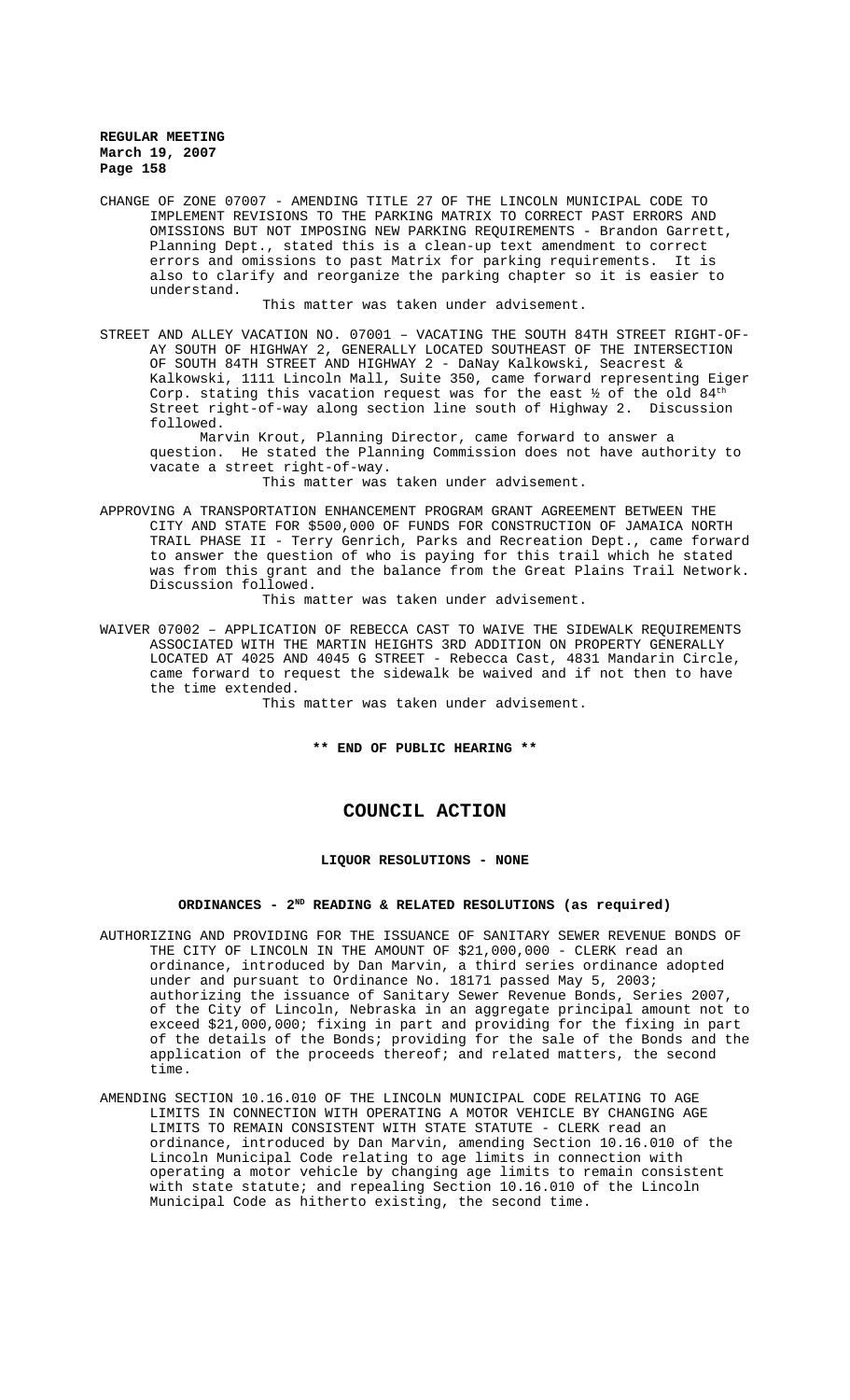CHANGE OF ZONE 07007 - AMENDING TITLE 27 OF THE LINCOLN MUNICIPAL CODE TO IMPLEMENT REVISIONS TO THE PARKING MATRIX TO CORRECT PAST ERRORS AND OMISSIONS BUT NOT IMPOSING NEW PARKING REQUIREMENTS - Brandon Garrett, Planning Dept., stated this is a clean-up text amendment to correct errors and omissions to past Matrix for parking requirements. It is also to clarify and reorganize the parking chapter so it is easier to understand.

This matter was taken under advisement.

STREET AND ALLEY VACATION NO. 07001 – VACATING THE SOUTH 84TH STREET RIGHT-OF-AY SOUTH OF HIGHWAY 2, GENERALLY LOCATED SOUTHEAST OF THE INTERSECTION OF SOUTH 84TH STREET AND HIGHWAY 2 - DaNay Kalkowski, Seacrest & Kalkowski, 1111 Lincoln Mall, Suite 350, came forward representing Eiger Corp. stating this vacation request was for the east ½ of the old 84th Street right-of-way along section line south of Highway 2. Discussion followed.

Marvin Krout, Planning Director, came forward to answer a question. He stated the Planning Commission does not have authority to vacate a street right-of-way.

This matter was taken under advisement.

APPROVING A TRANSPORTATION ENHANCEMENT PROGRAM GRANT AGREEMENT BETWEEN THE CITY AND STATE FOR $500,000 OF FUNDS FOR CONSTRUCTION OF JAMAICA NORTH TRAIL PHASE II - Terry Genrich, Parks and Recreation Dept., came forward to answer the question of who is paying for this trail which he stated was from this grant and the balance from the Great Plains Trail Network. Discussion followed.

This matter was taken under advisement.

WAIVER 07002 – APPLICATION OF REBECCA CAST TO WAIVE THE SIDEWALK REQUIREMENTS ASSOCIATED WITH THE MARTIN HEIGHTS 3RD ADDITION ON PROPERTY GENERALLY LOCATED AT 4025 AND 4045 G STREET - Rebecca Cast, 4831 Mandarin Circle, came forward to request the sidewalk be waived and if not then to have the time extended.

This matter was taken under advisement.

**** END OF PUBLIC HEARING ****

# COUNCIL ACTION

**LIQUOR RESOLUTIONS - NONE**

**ORDINANCES - 2ND READING & RELATED RESOLUTIONS (as required)**

AUTHORIZING AND PROVIDING FOR THE ISSUANCE OF SANITARY SEWER REVENUE BONDS OF THE CITY OF LINCOLN IN THE AMOUNT OF $21,000,000 - CLERK read an ordinance, introduced by Dan Marvin, a third series ordinance adopted under and pursuant to Ordinance No. 18171 passed May 5, 2003; authorizing the issuance of Sanitary Sewer Revenue Bonds, Series 2007, of the City of Lincoln, Nebraska in an aggregate principal amount not to exceed $21,000,000; fixing in part and providing for the fixing in part of the details of the Bonds; providing for the sale of the Bonds and the application of the proceeds thereof; and related matters, the second time.

AMENDING SECTION 10.16.010 OF THE LINCOLN MUNICIPAL CODE RELATING TO AGE LIMITS IN CONNECTION WITH OPERATING A MOTOR VEHICLE BY CHANGING AGE LIMITS TO REMAIN CONSISTENT WITH STATE STATUTE - CLERK read an ordinance, introduced by Dan Marvin, amending Section 10.16.010 of the Lincoln Municipal Code relating to age limits in connection with operating a motor vehicle by changing age limits to remain consistent with state statute; and repealing Section 10.16.010 of the Lincoln Municipal Code as hitherto existing, the second time.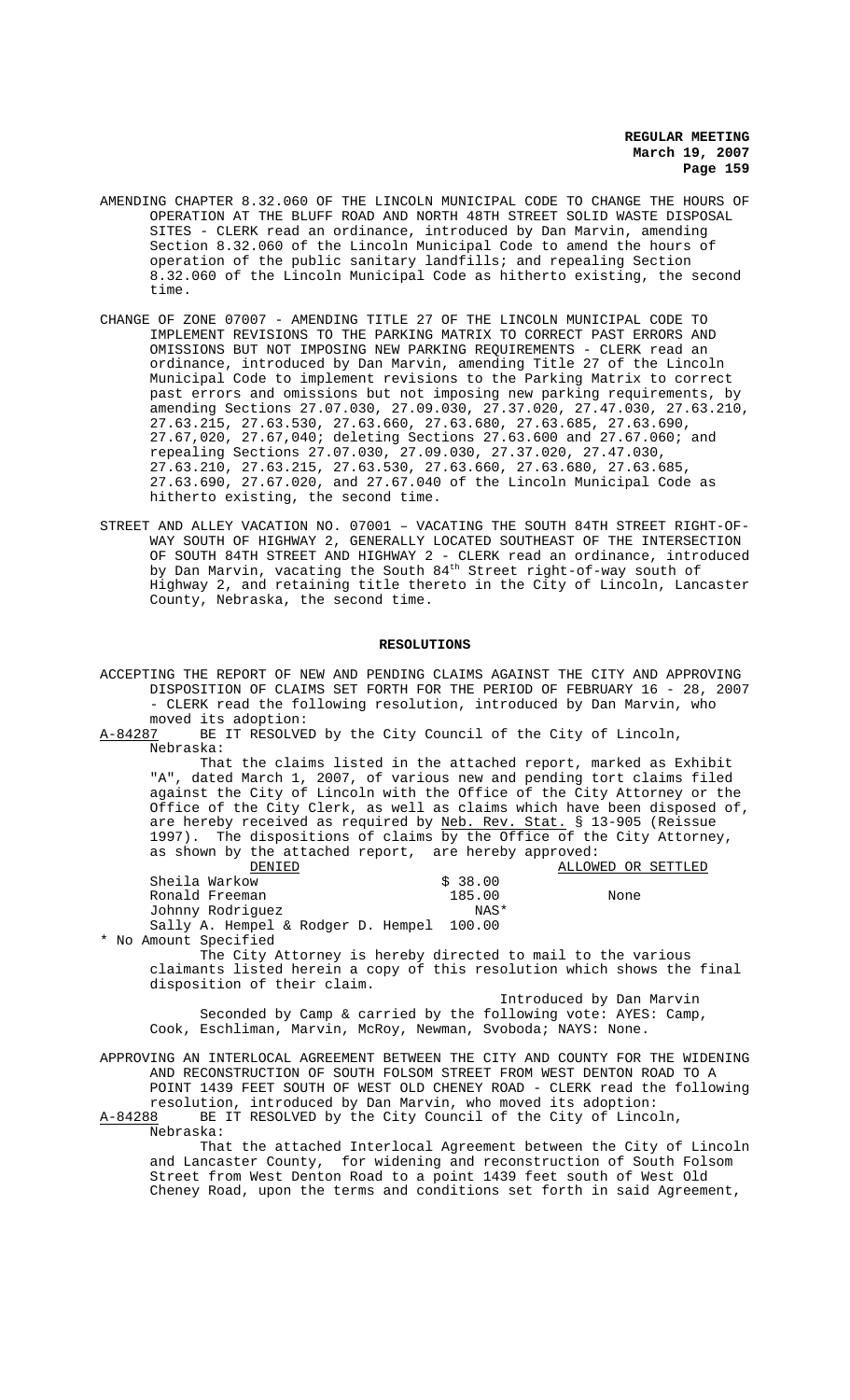AMENDING CHAPTER 8.32.060 OF THE LINCOLN MUNICIPAL CODE TO CHANGE THE HOURS OF OPERATION AT THE BLUFF ROAD AND NORTH 48TH STREET SOLID WASTE DISPOSAL SITES - CLERK read an ordinance, introduced by Dan Marvin, amending Section 8.32.060 of the Lincoln Municipal Code to amend the hours of operation of the public sanitary landfills; and repealing Section 8.32.060 of the Lincoln Municipal Code as hitherto existing, the second time.

CHANGE OF ZONE 07007 - AMENDING TITLE 27 OF THE LINCOLN MUNICIPAL CODE TO IMPLEMENT REVISIONS TO THE PARKING MATRIX TO CORRECT PAST ERRORS AND OMISSIONS BUT NOT IMPOSING NEW PARKING REQUIREMENTS - CLERK read an ordinance, introduced by Dan Marvin, amending Title 27 of the Lincoln Municipal Code to implement revisions to the Parking Matrix to correct past errors and omissions but not imposing new parking requirements, by amending Sections 27.07.030, 27.09.030, 27.37.020, 27.47.030, 27.63.210, 27.63.215, 27.63.530, 27.63.660, 27.63.680, 27.63.685, 27.63.690, 27.67,020, 27.67,040; deleting Sections 27.63.600 and 27.67.060; and repealing Sections 27.07.030, 27.09.030, 27.37.020, 27.47.030, 27.63.210, 27.63.215, 27.63.530, 27.63.660, 27.63.680, 27.63.685, 27.63.690, 27.67.020, and 27.67.040 of the Lincoln Municipal Code as hitherto existing, the second time.

STREET AND ALLEY VACATION NO. 07001 – VACATING THE SOUTH 84TH STREET RIGHT-OF-WAY SOUTH OF HIGHWAY 2, GENERALLY LOCATED SOUTHEAST OF THE INTERSECTION OF SOUTH 84TH STREET AND HIGHWAY 2 - CLERK read an ordinance, introduced by Dan Marvin, vacating the South 84th Street right-of-way south of Highway 2, and retaining title thereto in the City of Lincoln, Lancaster County, Nebraska, the second time.

## RESOLUTIONS

ACCEPTING THE REPORT OF NEW AND PENDING CLAIMS AGAINST THE CITY AND APPROVING DISPOSITION OF CLAIMS SET FORTH FOR THE PERIOD OF FEBRUARY 16 - 28, 2007 - CLERK read the following resolution, introduced by Dan Marvin, who moved its adoption:

A-84287 BE IT RESOLVED by the City Council of the City of Lincoln, Nebraska:

That the claims listed in the attached report, marked as Exhibit "A", dated March 1, 2007, of various new and pending tort claims filed against the City of Lincoln with the Office of the City Attorney or the Office of the City Clerk, as well as claims which have been disposed of, are hereby received as required by Neb. Rev. Stat. § 13-905 (Reissue 1997). The dispositions of claims by the Office of the City Attorney, as shown by the attached report, are hereby approved:

| DENIED | | ALLOWED OR SETTLED |
|---|---|---|
| Sheila Warkow | $ 38.00 | |
| Ronald Freeman | 185.00 | None |
| Johnny Rodriguez | NAS* | |
| Sally A. Hempel & Rodger D. Hempel | 100.00 | |

* No Amount Specified

The City Attorney is hereby directed to mail to the various claimants listed herein a copy of this resolution which shows the final disposition of their claim.

Introduced by Dan Marvin

Seconded by Camp & carried by the following vote: AYES: Camp, Cook, Eschliman, Marvin, McRoy, Newman, Svoboda; NAYS: None.

APPROVING AN INTERLOCAL AGREEMENT BETWEEN THE CITY AND COUNTY FOR THE WIDENING AND RECONSTRUCTION OF SOUTH FOLSOM STREET FROM WEST DENTON ROAD TO A POINT 1439 FEET SOUTH OF WEST OLD CHENEY ROAD - CLERK read the following resolution, introduced by Dan Marvin, who moved its adoption:

A-84288 BE IT RESOLVED by the City Council of the City of Lincoln, Nebraska:

That the attached Interlocal Agreement between the City of Lincoln and Lancaster County, for widening and reconstruction of South Folsom Street from West Denton Road to a point 1439 feet south of West Old Cheney Road, upon the terms and conditions set forth in said Agreement,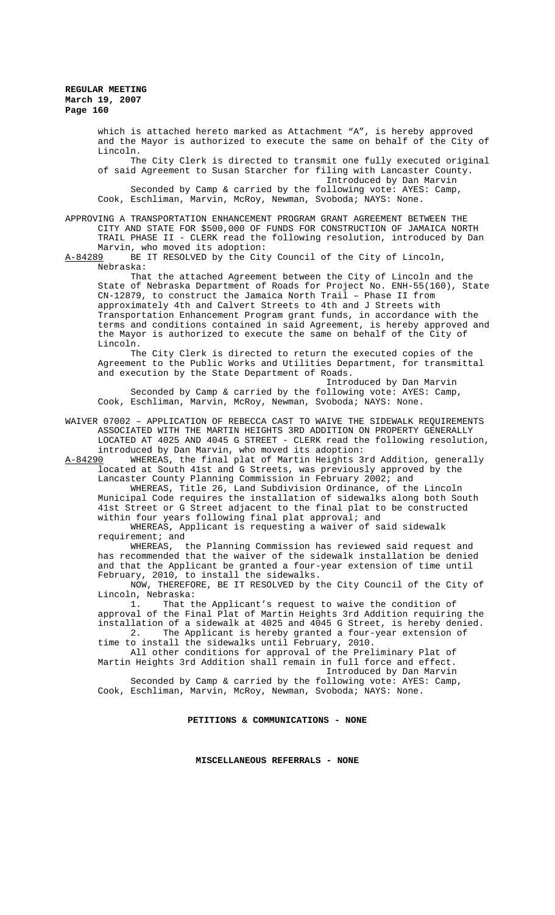which is attached hereto marked as Attachment "A", is hereby approved and the Mayor is authorized to execute the same on behalf of the City of Lincoln.

The City Clerk is directed to transmit one fully executed original of said Agreement to Susan Starcher for filing with Lancaster County.

Introduced by Dan Marvin

Seconded by Camp & carried by the following vote: AYES: Camp, Cook, Eschliman, Marvin, McRoy, Newman, Svoboda; NAYS: None.

APPROVING A TRANSPORTATION ENHANCEMENT PROGRAM GRANT AGREEMENT BETWEEN THE CITY AND STATE FOR $500,000 OF FUNDS FOR CONSTRUCTION OF JAMAICA NORTH TRAIL PHASE II - CLERK read the following resolution, introduced by Dan Marvin, who moved its adoption:

A-84289 BE IT RESOLVED by the City Council of the City of Lincoln, Nebraska:

That the attached Agreement between the City of Lincoln and the State of Nebraska Department of Roads for Project No. ENH-55(160), State CN-12879, to construct the Jamaica North Trail – Phase II from approximately 4th and Calvert Streets to 4th and J Streets with Transportation Enhancement Program grant funds, in accordance with the terms and conditions contained in said Agreement, is hereby approved and the Mayor is authorized to execute the same on behalf of the City of Lincoln.

The City Clerk is directed to return the executed copies of the Agreement to the Public Works and Utilities Department, for transmittal and execution by the State Department of Roads.

Introduced by Dan Marvin

Seconded by Camp & carried by the following vote: AYES: Camp, Cook, Eschliman, Marvin, McRoy, Newman, Svoboda; NAYS: None.

WAIVER 07002 – APPLICATION OF REBECCA CAST TO WAIVE THE SIDEWALK REQUIREMENTS ASSOCIATED WITH THE MARTIN HEIGHTS 3RD ADDITION ON PROPERTY GENERALLY LOCATED AT 4025 AND 4045 G STREET - CLERK read the following resolution, introduced by Dan Marvin, who moved its adoption:

A-84290 WHEREAS, the final plat of Martin Heights 3rd Addition, generally located at South 41st and G Streets, was previously approved by the Lancaster County Planning Commission in February 2002; and

WHEREAS, Title 26, Land Subdivision Ordinance, of the Lincoln Municipal Code requires the installation of sidewalks along both South 41st Street or G Street adjacent to the final plat to be constructed within four years following final plat approval; and

WHEREAS, Applicant is requesting a waiver of said sidewalk requirement; and

WHEREAS, the Planning Commission has reviewed said request and has recommended that the waiver of the sidewalk installation be denied and that the Applicant be granted a four-year extension of time until February, 2010, to install the sidewalks.

NOW, THEREFORE, BE IT RESOLVED by the City Council of the City of Lincoln, Nebraska:

1. That the Applicant's request to waive the condition of approval of the Final Plat of Martin Heights 3rd Addition requiring the installation of a sidewalk at 4025 and 4045 G Street, is hereby denied.
2. The Applicant is hereby granted a four-year extension of time to install the sidewalks until February, 2010.

All other conditions for approval of the Preliminary Plat of Martin Heights 3rd Addition shall remain in full force and effect.

Introduced by Dan Marvin

Seconded by Camp & carried by the following vote: AYES: Camp, Cook, Eschliman, Marvin, McRoy, Newman, Svoboda; NAYS: None.

**PETITIONS & COMMUNICATIONS - NONE**

**MISCELLANEOUS REFERRALS - NONE**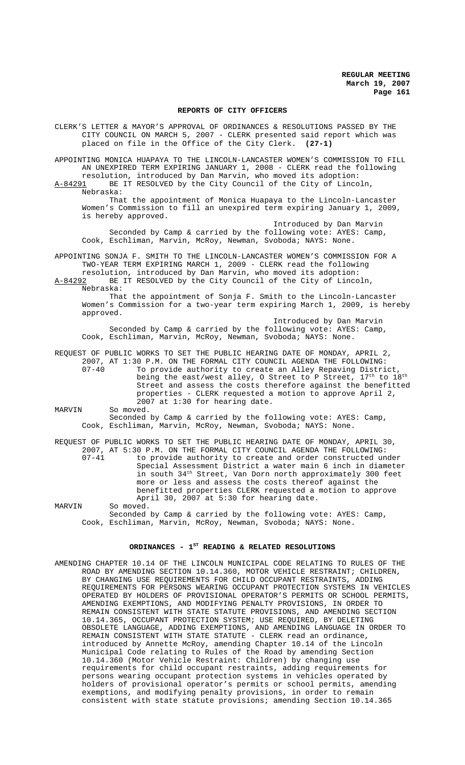## REPORTS OF CITY OFFICERS

CLERK'S LETTER & MAYOR'S APPROVAL OF ORDINANCES & RESOLUTIONS PASSED BY THE CITY COUNCIL ON MARCH 5, 2007 - CLERK presented said report which was placed on file in the Office of the City Clerk. **(27-1)**

APPOINTING MONICA HUAPAYA TO THE LINCOLN-LANCASTER WOMEN'S COMMISSION TO FILL AN UNEXPIRED TERM EXPIRING JANUARY 1, 2008 - CLERK read the following resolution, introduced by Dan Marvin, who moved its adoption:

A-84291 BE IT RESOLVED by the City Council of the City of Lincoln, Nebraska:

That the appointment of Monica Huapaya to the Lincoln-Lancaster Women's Commission to fill an unexpired term expiring January 1, 2009, is hereby approved.

Introduced by Dan Marvin

Seconded by Camp & carried by the following vote: AYES: Camp, Cook, Eschliman, Marvin, McRoy, Newman, Svoboda; NAYS: None.

APPOINTING SONJA F. SMITH TO THE LINCOLN-LANCASTER WOMEN'S COMMISSION FOR A TWO-YEAR TERM EXPIRING MARCH 1, 2009 - CLERK read the following resolution, introduced by Dan Marvin, who moved its adoption:

A-84292 BE IT RESOLVED by the City Council of the City of Lincoln, Nebraska:

That the appointment of Sonja F. Smith to the Lincoln-Lancaster Women's Commission for a two-year term expiring March 1, 2009, is hereby approved.

Introduced by Dan Marvin

Seconded by Camp & carried by the following vote: AYES: Camp, Cook, Eschliman, Marvin, McRoy, Newman, Svoboda; NAYS: None.

REQUEST OF PUBLIC WORKS TO SET THE PUBLIC HEARING DATE OF MONDAY, APRIL 2, 2007, AT 1:30 P.M. ON THE FORMAL CITY COUNCIL AGENDA THE FOLLOWING:

07-40 To provide authority to create an Alley Repaving District, being the east/west alley, O Street to P Street, 17th to 18th Street and assess the costs therefore against the benefitted properties - CLERK requested a motion to approve April 2, 2007 at 1:30 for hearing date.

MARVIN So moved.

Seconded by Camp & carried by the following vote: AYES: Camp, Cook, Eschliman, Marvin, McRoy, Newman, Svoboda; NAYS: None.

REQUEST OF PUBLIC WORKS TO SET THE PUBLIC HEARING DATE OF MONDAY, APRIL 30, 2007, AT 5:30 P.M. ON THE FORMAL CITY COUNCIL AGENDA THE FOLLOWING:

07-41 to provide authority to create and order constructed under Special Assessment District a water main 6 inch in diameter in south 34th Street, Van Dorn north approximately 300 feet more or less and assess the costs thereof against the benefitted properties CLERK requested a motion to approve April 30, 2007 at 5:30 for hearing date.

MARVIN So moved.

Seconded by Camp & carried by the following vote: AYES: Camp, Cook, Eschliman, Marvin, McRoy, Newman, Svoboda; NAYS: None.

## ORDINANCES - 1ST READING & RELATED RESOLUTIONS

AMENDING CHAPTER 10.14 OF THE LINCOLN MUNICIPAL CODE RELATING TO RULES OF THE ROAD BY AMENDING SECTION 10.14.360, MOTOR VEHICLE RESTRAINT; CHILDREN, BY CHANGING USE REQUIREMENTS FOR CHILD OCCUPANT RESTRAINTS, ADDING REQUIREMENTS FOR PERSONS WEARING OCCUPANT PROTECTION SYSTEMS IN VEHICLES OPERATED BY HOLDERS OF PROVISIONAL OPERATOR'S PERMITS OR SCHOOL PERMITS, AMENDING EXEMPTIONS, AND MODIFYING PENALTY PROVISIONS, IN ORDER TO REMAIN CONSISTENT WITH STATE STATUTE PROVISIONS, AND AMENDING SECTION 10.14.365, OCCUPANT PROTECTION SYSTEM; USE REQUIRED, BY DELETING OBSOLETE LANGUAGE, ADDING EXEMPTIONS, AND AMENDING LANGUAGE IN ORDER TO REMAIN CONSISTENT WITH STATE STATUTE - CLERK read an ordinance, introduced by Annette McRoy, amending Chapter 10.14 of the Lincoln Municipal Code relating to Rules of the Road by amending Section 10.14.360 (Motor Vehicle Restraint: Children) by changing use requirements for child occupant restraints, adding requirements for persons wearing occupant protection systems in vehicles operated by holders of provisional operator's permits or school permits, amending exemptions, and modifying penalty provisions, in order to remain consistent with state statute provisions; amending Section 10.14.365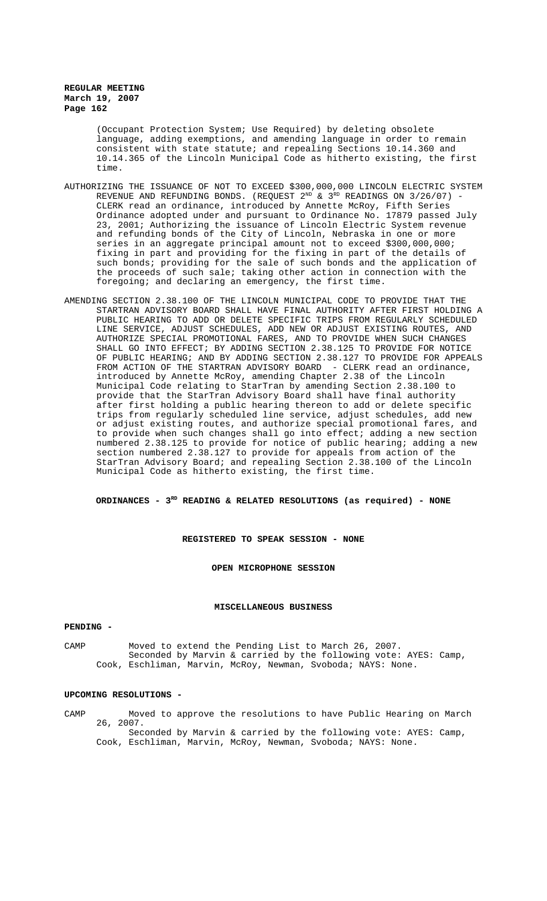(Occupant Protection System; Use Required) by deleting obsolete language, adding exemptions, and amending language in order to remain consistent with state statute; and repealing Sections 10.14.360 and 10.14.365 of the Lincoln Municipal Code as hitherto existing, the first time.

AUTHORIZING THE ISSUANCE OF NOT TO EXCEED $300,000,000 LINCOLN ELECTRIC SYSTEM REVENUE AND REFUNDING BONDS. (REQUEST 2ND & 3RD READINGS ON 3/26/07) - CLERK read an ordinance, introduced by Annette McRoy, Fifth Series Ordinance adopted under and pursuant to Ordinance No. 17879 passed July 23, 2001; Authorizing the issuance of Lincoln Electric System revenue and refunding bonds of the City of Lincoln, Nebraska in one or more series in an aggregate principal amount not to exceed $300,000,000; fixing in part and providing for the fixing in part of the details of such bonds; providing for the sale of such bonds and the application of the proceeds of such sale; taking other action in connection with the foregoing; and declaring an emergency, the first time.

AMENDING SECTION 2.38.100 OF THE LINCOLN MUNICIPAL CODE TO PROVIDE THAT THE STARTRAN ADVISORY BOARD SHALL HAVE FINAL AUTHORITY AFTER FIRST HOLDING A PUBLIC HEARING TO ADD OR DELETE SPECIFIC TRIPS FROM REGULARLY SCHEDULED LINE SERVICE, ADJUST SCHEDULES, ADD NEW OR ADJUST EXISTING ROUTES, AND AUTHORIZE SPECIAL PROMOTIONAL FARES, AND TO PROVIDE WHEN SUCH CHANGES SHALL GO INTO EFFECT; BY ADDING SECTION 2.38.125 TO PROVIDE FOR NOTICE OF PUBLIC HEARING; AND BY ADDING SECTION 2.38.127 TO PROVIDE FOR APPEALS FROM ACTION OF THE STARTRAN ADVISORY BOARD - CLERK read an ordinance, introduced by Annette McRoy, amending Chapter 2.38 of the Lincoln Municipal Code relating to StarTran by amending Section 2.38.100 to provide that the StarTran Advisory Board shall have final authority after first holding a public hearing thereon to add or delete specific trips from regularly scheduled line service, adjust schedules, add new or adjust existing routes, and authorize special promotional fares, and to provide when such changes shall go into effect; adding a new section numbered 2.38.125 to provide for notice of public hearing; adding a new section numbered 2.38.127 to provide for appeals from action of the StarTran Advisory Board; and repealing Section 2.38.100 of the Lincoln Municipal Code as hitherto existing, the first time.

**ORDINANCES - 3RD READING & RELATED RESOLUTIONS (as required) - NONE**

**REGISTERED TO SPEAK SESSION - NONE**

**OPEN MICROPHONE SESSION**

**MISCELLANEOUS BUSINESS**

**PENDING -**

CAMP Moved to extend the Pending List to March 26, 2007.
Seconded by Marvin & carried by the following vote: AYES: Camp, Cook, Eschliman, Marvin, McRoy, Newman, Svoboda; NAYS: None.

**UPCOMING RESOLUTIONS -**

CAMP Moved to approve the resolutions to have Public Hearing on March 26, 2007.
Seconded by Marvin & carried by the following vote: AYES: Camp, Cook, Eschliman, Marvin, McRoy, Newman, Svoboda; NAYS: None.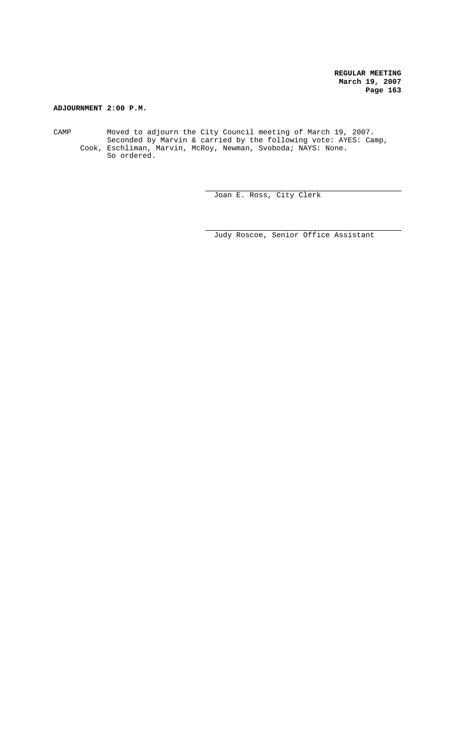**ADJOURNMENT 2:00 P.M.**

CAMP Moved to adjourn the City Council meeting of March 19, 2007. Seconded by Marvin & carried by the following vote: AYES: Camp, Cook, Eschliman, Marvin, McRoy, Newman, Svoboda; NAYS: None. So ordered.

Joan E. Ross, City Clerk

Judy Roscoe, Senior Office Assistant